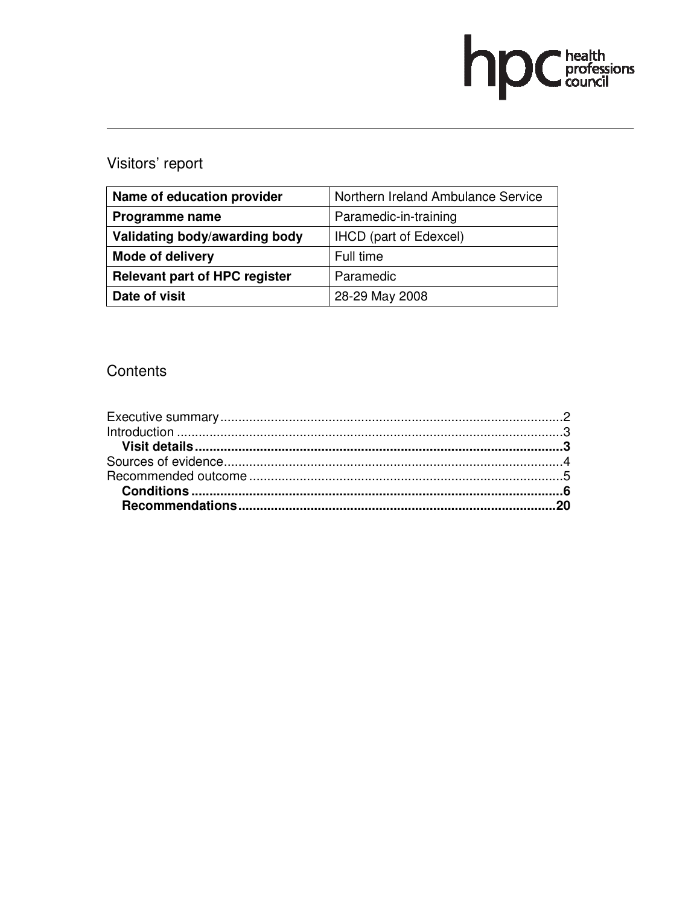hpc health professions council

# Visitors' report

| | |
|---|---|
| **Name of education provider** | Northern Ireland Ambulance Service |
| **Programme name** | Paramedic-in-training |
| **Validating body/awarding body** | IHCD (part of Edexcel) |
| **Mode of delivery** | Full time |
| **Relevant part of HPC register** | Paramedic |
| **Date of visit** | 28-29 May 2008 |

## Contents

Executive summary ........ 2
Introduction ........ 3
**Visit details** ........ **3**
Sources of evidence ........ 4
Recommended outcome ........ 5
**Conditions** ........ **6**
**Recommendations** ........ **20**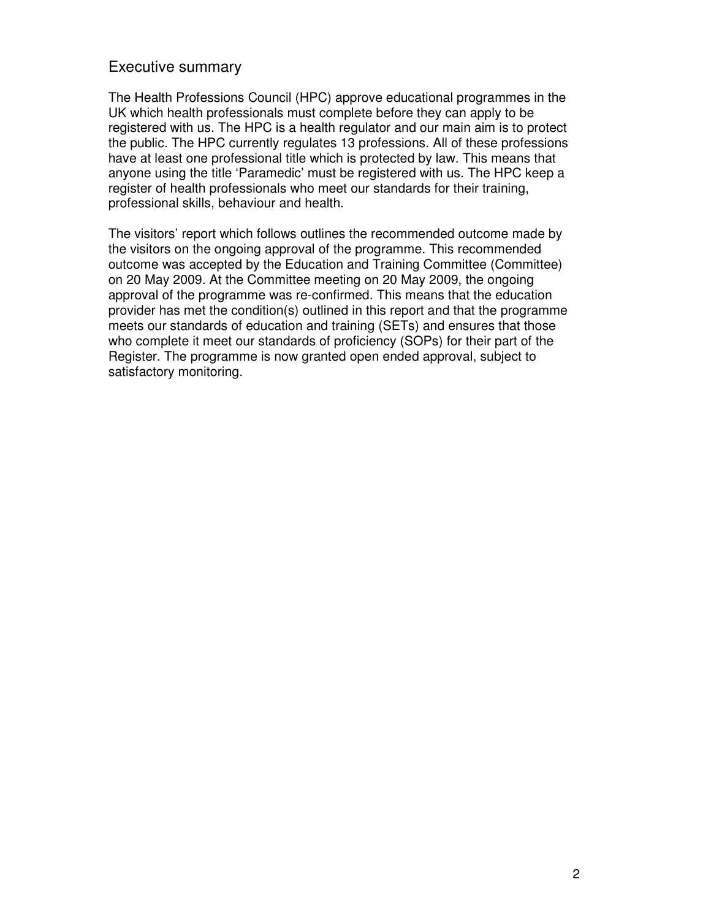## Executive summary

The Health Professions Council (HPC) approve educational programmes in the UK which health professionals must complete before they can apply to be registered with us. The HPC is a health regulator and our main aim is to protect the public. The HPC currently regulates 13 professions. All of these professions have at least one professional title which is protected by law. This means that anyone using the title 'Paramedic' must be registered with us. The HPC keep a register of health professionals who meet our standards for their training, professional skills, behaviour and health.

The visitors' report which follows outlines the recommended outcome made by the visitors on the ongoing approval of the programme. This recommended outcome was accepted by the Education and Training Committee (Committee) on 20 May 2009. At the Committee meeting on 20 May 2009, the ongoing approval of the programme was re-confirmed. This means that the education provider has met the condition(s) outlined in this report and that the programme meets our standards of education and training (SETs) and ensures that those who complete it meet our standards of proficiency (SOPs) for their part of the Register. The programme is now granted open ended approval, subject to satisfactory monitoring.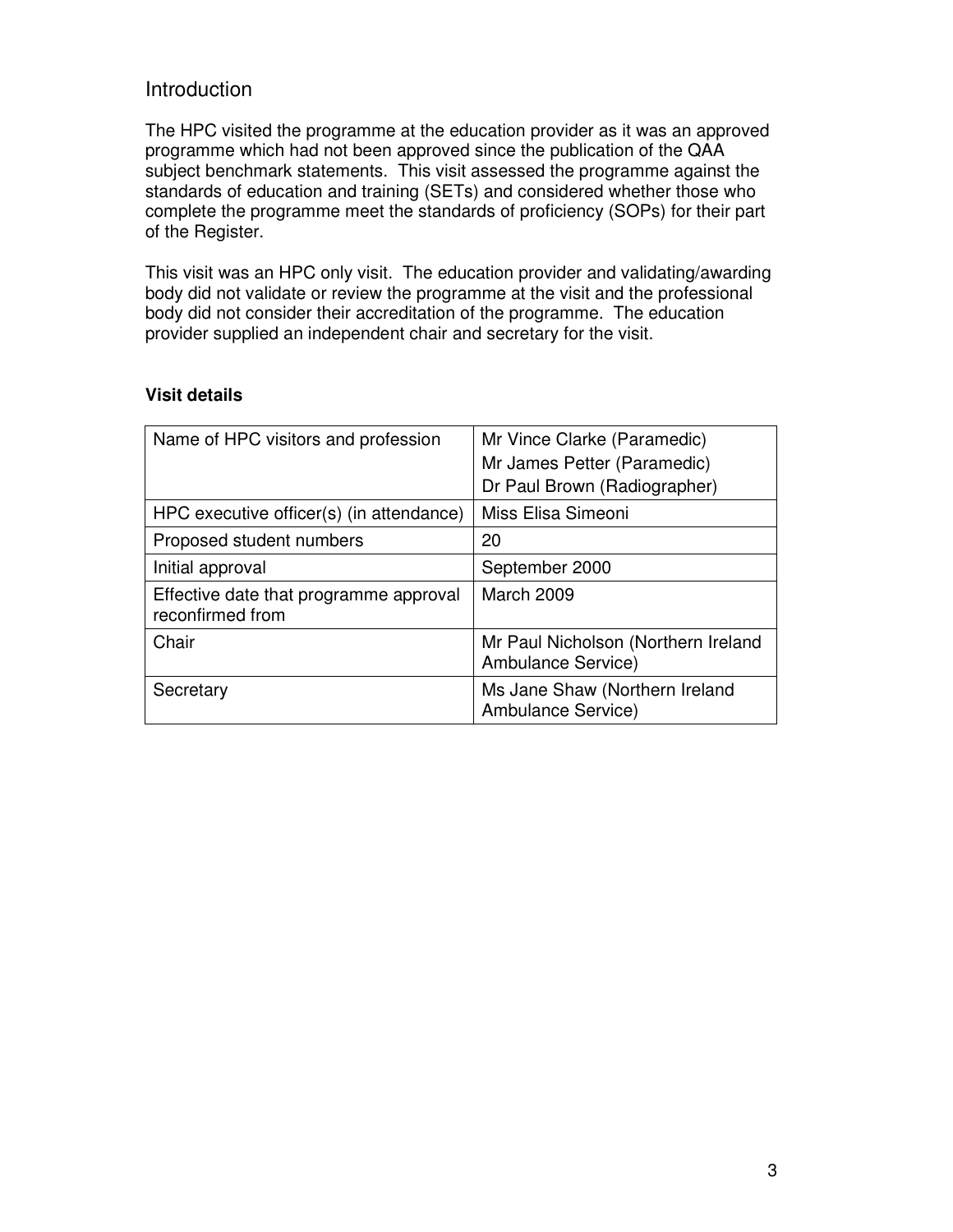## Introduction

The HPC visited the programme at the education provider as it was an approved programme which had not been approved since the publication of the QAA subject benchmark statements. This visit assessed the programme against the standards of education and training (SETs) and considered whether those who complete the programme meet the standards of proficiency (SOPs) for their part of the Register.

This visit was an HPC only visit. The education provider and validating/awarding body did not validate or review the programme at the visit and the professional body did not consider their accreditation of the programme. The education provider supplied an independent chair and secretary for the visit.

**Visit details**

| | |
|---|---|
| Name of HPC visitors and profession | Mr Vince Clarke (Paramedic)<br>Mr James Petter (Paramedic)<br>Dr Paul Brown (Radiographer) |
| HPC executive officer(s) (in attendance) | Miss Elisa Simeoni |
| Proposed student numbers | 20 |
| Initial approval | September 2000 |
| Effective date that programme approval reconfirmed from | March 2009 |
| Chair | Mr Paul Nicholson (Northern Ireland Ambulance Service) |
| Secretary | Ms Jane Shaw (Northern Ireland Ambulance Service) |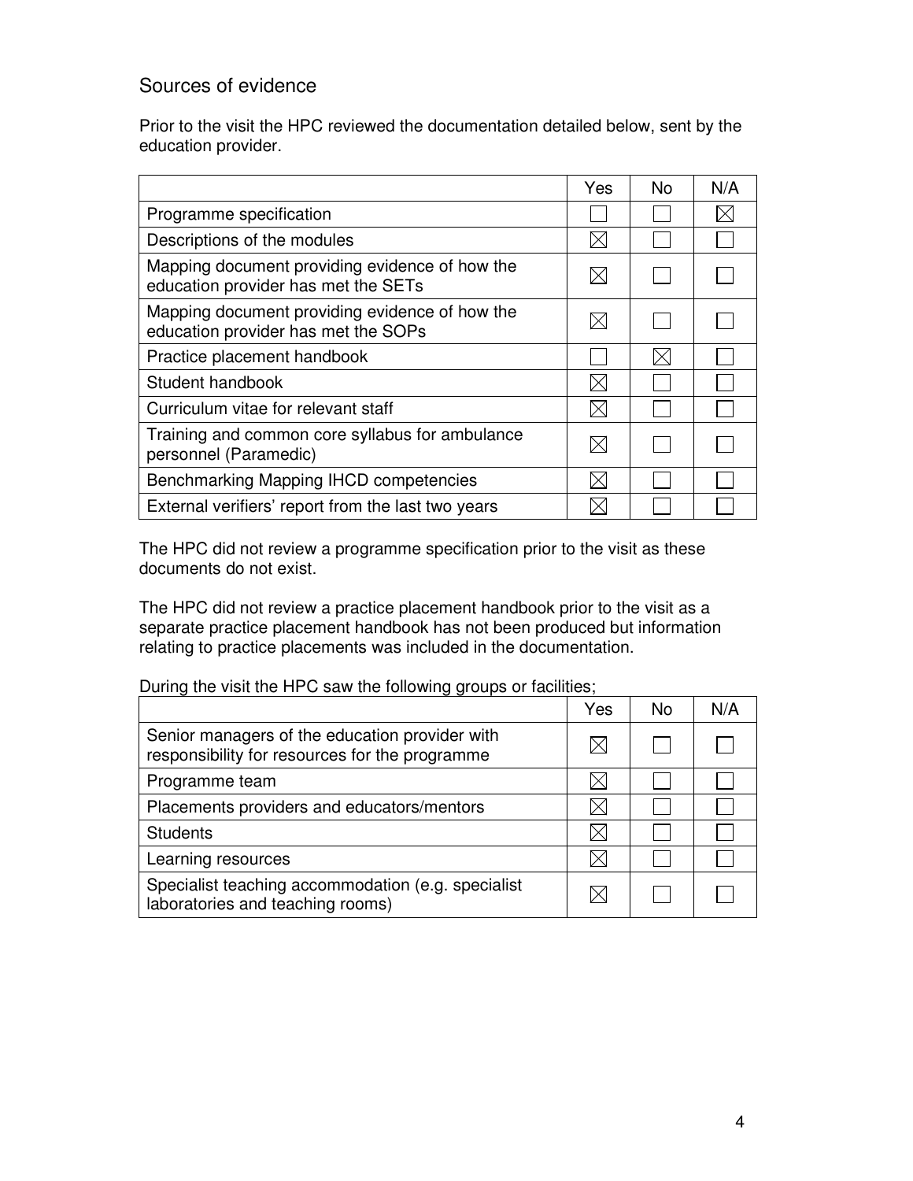## Sources of evidence

Prior to the visit the HPC reviewed the documentation detailed below, sent by the education provider.

| | Yes | No | N/A |
|---|---|---|---|
| Programme specification | ☐ | ☐ | ☒ |
| Descriptions of the modules | ☒ | ☐ | ☐ |
| Mapping document providing evidence of how the education provider has met the SETs | ☒ | ☐ | ☐ |
| Mapping document providing evidence of how the education provider has met the SOPs | ☒ | ☐ | ☐ |
| Practice placement handbook | ☐ | ☒ | ☐ |
| Student handbook | ☒ | ☐ | ☐ |
| Curriculum vitae for relevant staff | ☒ | ☐ | ☐ |
| Training and common core syllabus for ambulance personnel (Paramedic) | ☒ | ☐ | ☐ |
| Benchmarking Mapping IHCD competencies | ☒ | ☐ | ☐ |
| External verifiers' report from the last two years | ☒ | ☐ | ☐ |

The HPC did not review a programme specification prior to the visit as these documents do not exist.

The HPC did not review a practice placement handbook prior to the visit as a separate practice placement handbook has not been produced but information relating to practice placements was included in the documentation.

During the visit the HPC saw the following groups or facilities;

| | Yes | No | N/A |
|---|---|---|---|
| Senior managers of the education provider with responsibility for resources for the programme | ☒ | ☐ | ☐ |
| Programme team | ☒ | ☐ | ☐ |
| Placements providers and educators/mentors | ☒ | ☐ | ☐ |
| Students | ☒ | ☐ | ☐ |
| Learning resources | ☒ | ☐ | ☐ |
| Specialist teaching accommodation (e.g. specialist laboratories and teaching rooms) | ☒ | ☐ | ☐ |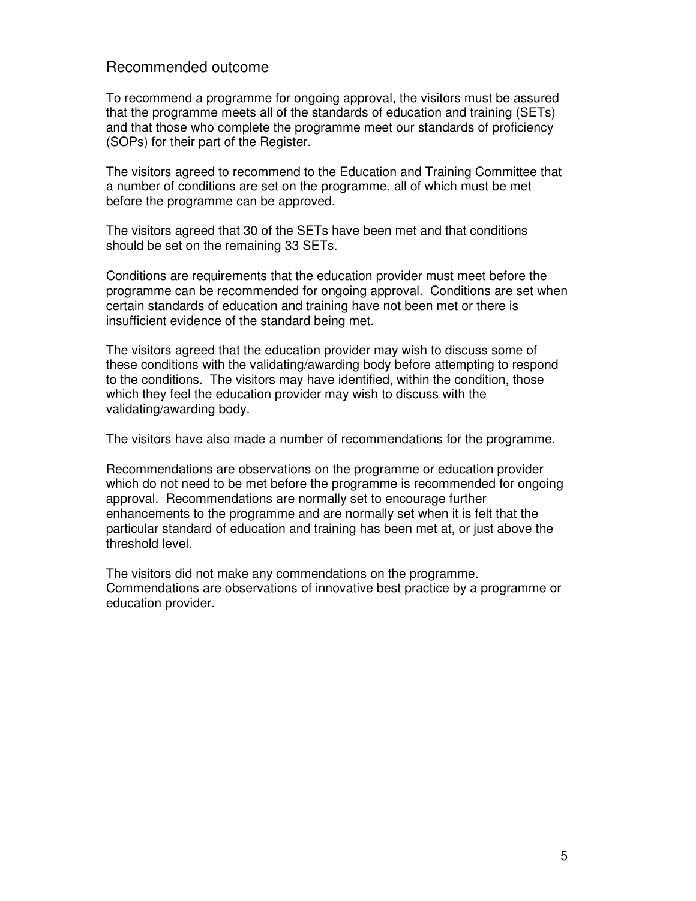## Recommended outcome

To recommend a programme for ongoing approval, the visitors must be assured that the programme meets all of the standards of education and training (SETs) and that those who complete the programme meet our standards of proficiency (SOPs) for their part of the Register.

The visitors agreed to recommend to the Education and Training Committee that a number of conditions are set on the programme, all of which must be met before the programme can be approved.

The visitors agreed that 30 of the SETs have been met and that conditions should be set on the remaining 33 SETs.

Conditions are requirements that the education provider must meet before the programme can be recommended for ongoing approval. Conditions are set when certain standards of education and training have not been met or there is insufficient evidence of the standard being met.

The visitors agreed that the education provider may wish to discuss some of these conditions with the validating/awarding body before attempting to respond to the conditions. The visitors may have identified, within the condition, those which they feel the education provider may wish to discuss with the validating/awarding body.

The visitors have also made a number of recommendations for the programme.

Recommendations are observations on the programme or education provider which do not need to be met before the programme is recommended for ongoing approval. Recommendations are normally set to encourage further enhancements to the programme and are normally set when it is felt that the particular standard of education and training has been met at, or just above the threshold level.

The visitors did not make any commendations on the programme. Commendations are observations of innovative best practice by a programme or education provider.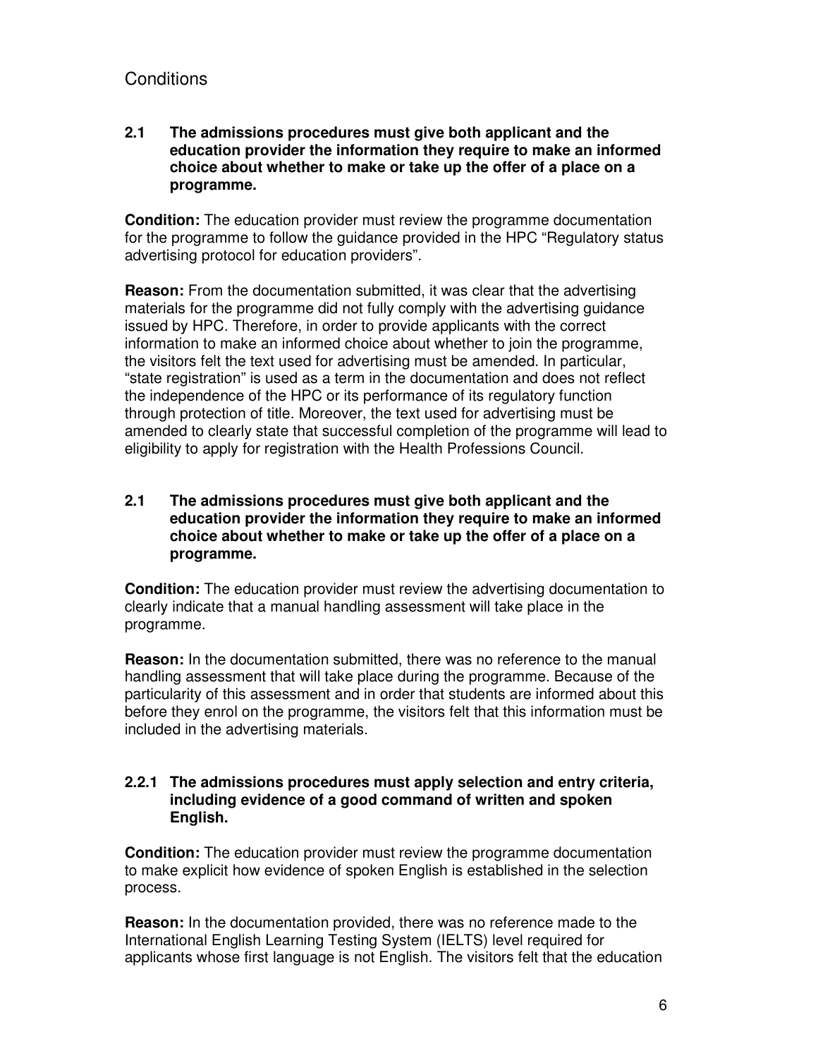## Conditions

**2.1 The admissions procedures must give both applicant and the education provider the information they require to make an informed choice about whether to make or take up the offer of a place on a programme.**

**Condition:** The education provider must review the programme documentation for the programme to follow the guidance provided in the HPC "Regulatory status advertising protocol for education providers".

**Reason:** From the documentation submitted, it was clear that the advertising materials for the programme did not fully comply with the advertising guidance issued by HPC. Therefore, in order to provide applicants with the correct information to make an informed choice about whether to join the programme, the visitors felt the text used for advertising must be amended. In particular, "state registration" is used as a term in the documentation and does not reflect the independence of the HPC or its performance of its regulatory function through protection of title. Moreover, the text used for advertising must be amended to clearly state that successful completion of the programme will lead to eligibility to apply for registration with the Health Professions Council.

**2.1 The admissions procedures must give both applicant and the education provider the information they require to make an informed choice about whether to make or take up the offer of a place on a programme.**

**Condition:** The education provider must review the advertising documentation to clearly indicate that a manual handling assessment will take place in the programme.

**Reason:** In the documentation submitted, there was no reference to the manual handling assessment that will take place during the programme. Because of the particularity of this assessment and in order that students are informed about this before they enrol on the programme, the visitors felt that this information must be included in the advertising materials.

**2.2.1 The admissions procedures must apply selection and entry criteria, including evidence of a good command of written and spoken English.**

**Condition:** The education provider must review the programme documentation to make explicit how evidence of spoken English is established in the selection process.

**Reason:** In the documentation provided, there was no reference made to the International English Learning Testing System (IELTS) level required for applicants whose first language is not English. The visitors felt that the education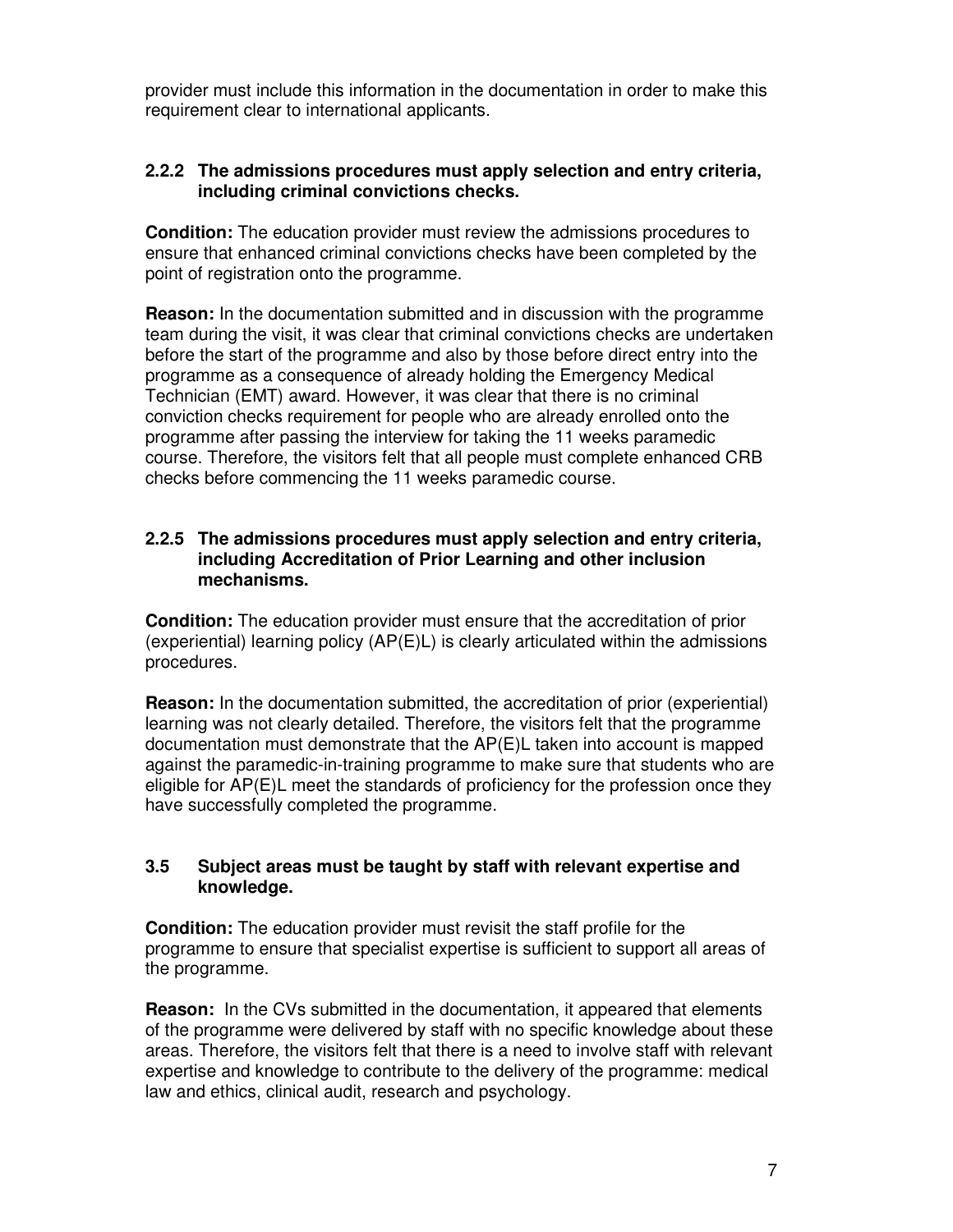provider must include this information in the documentation in order to make this requirement clear to international applicants.

### 2.2.2 The admissions procedures must apply selection and entry criteria, including criminal convictions checks.

**Condition:** The education provider must review the admissions procedures to ensure that enhanced criminal convictions checks have been completed by the point of registration onto the programme.

**Reason:** In the documentation submitted and in discussion with the programme team during the visit, it was clear that criminal convictions checks are undertaken before the start of the programme and also by those before direct entry into the programme as a consequence of already holding the Emergency Medical Technician (EMT) award. However, it was clear that there is no criminal conviction checks requirement for people who are already enrolled onto the programme after passing the interview for taking the 11 weeks paramedic course. Therefore, the visitors felt that all people must complete enhanced CRB checks before commencing the 11 weeks paramedic course.

### 2.2.5 The admissions procedures must apply selection and entry criteria, including Accreditation of Prior Learning and other inclusion mechanisms.

**Condition:** The education provider must ensure that the accreditation of prior (experiential) learning policy (AP(E)L) is clearly articulated within the admissions procedures.

**Reason:** In the documentation submitted, the accreditation of prior (experiential) learning was not clearly detailed. Therefore, the visitors felt that the programme documentation must demonstrate that the AP(E)L taken into account is mapped against the paramedic-in-training programme to make sure that students who are eligible for AP(E)L meet the standards of proficiency for the profession once they have successfully completed the programme.

### 3.5 Subject areas must be taught by staff with relevant expertise and knowledge.

**Condition:** The education provider must revisit the staff profile for the programme to ensure that specialist expertise is sufficient to support all areas of the programme.

**Reason:** In the CVs submitted in the documentation, it appeared that elements of the programme were delivered by staff with no specific knowledge about these areas. Therefore, the visitors felt that there is a need to involve staff with relevant expertise and knowledge to contribute to the delivery of the programme: medical law and ethics, clinical audit, research and psychology.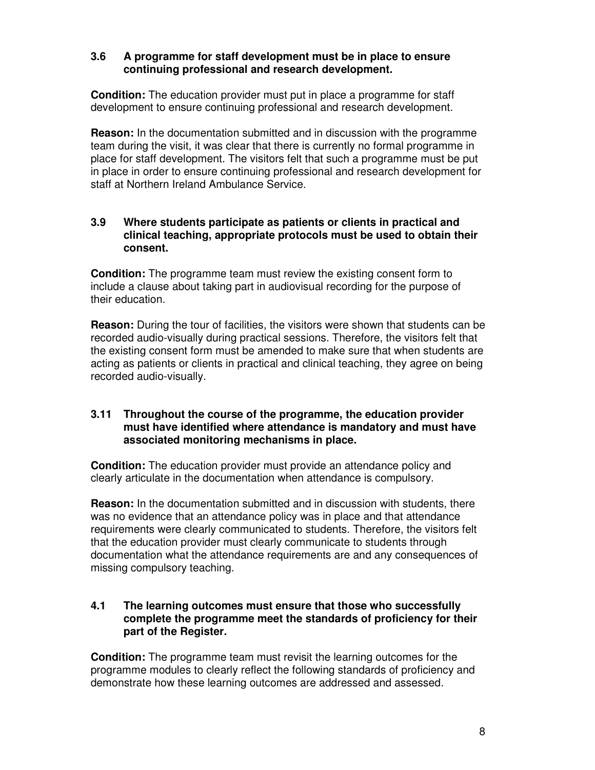**3.6 A programme for staff development must be in place to ensure continuing professional and research development.**

**Condition:** The education provider must put in place a programme for staff development to ensure continuing professional and research development.

**Reason:** In the documentation submitted and in discussion with the programme team during the visit, it was clear that there is currently no formal programme in place for staff development. The visitors felt that such a programme must be put in place in order to ensure continuing professional and research development for staff at Northern Ireland Ambulance Service.

**3.9 Where students participate as patients or clients in practical and clinical teaching, appropriate protocols must be used to obtain their consent.**

**Condition:** The programme team must review the existing consent form to include a clause about taking part in audiovisual recording for the purpose of their education.

**Reason:** During the tour of facilities, the visitors were shown that students can be recorded audio-visually during practical sessions. Therefore, the visitors felt that the existing consent form must be amended to make sure that when students are acting as patients or clients in practical and clinical teaching, they agree on being recorded audio-visually.

**3.11 Throughout the course of the programme, the education provider must have identified where attendance is mandatory and must have associated monitoring mechanisms in place.**

**Condition:** The education provider must provide an attendance policy and clearly articulate in the documentation when attendance is compulsory.

**Reason:** In the documentation submitted and in discussion with students, there was no evidence that an attendance policy was in place and that attendance requirements were clearly communicated to students. Therefore, the visitors felt that the education provider must clearly communicate to students through documentation what the attendance requirements are and any consequences of missing compulsory teaching.

**4.1 The learning outcomes must ensure that those who successfully complete the programme meet the standards of proficiency for their part of the Register.**

**Condition:** The programme team must revisit the learning outcomes for the programme modules to clearly reflect the following standards of proficiency and demonstrate how these learning outcomes are addressed and assessed.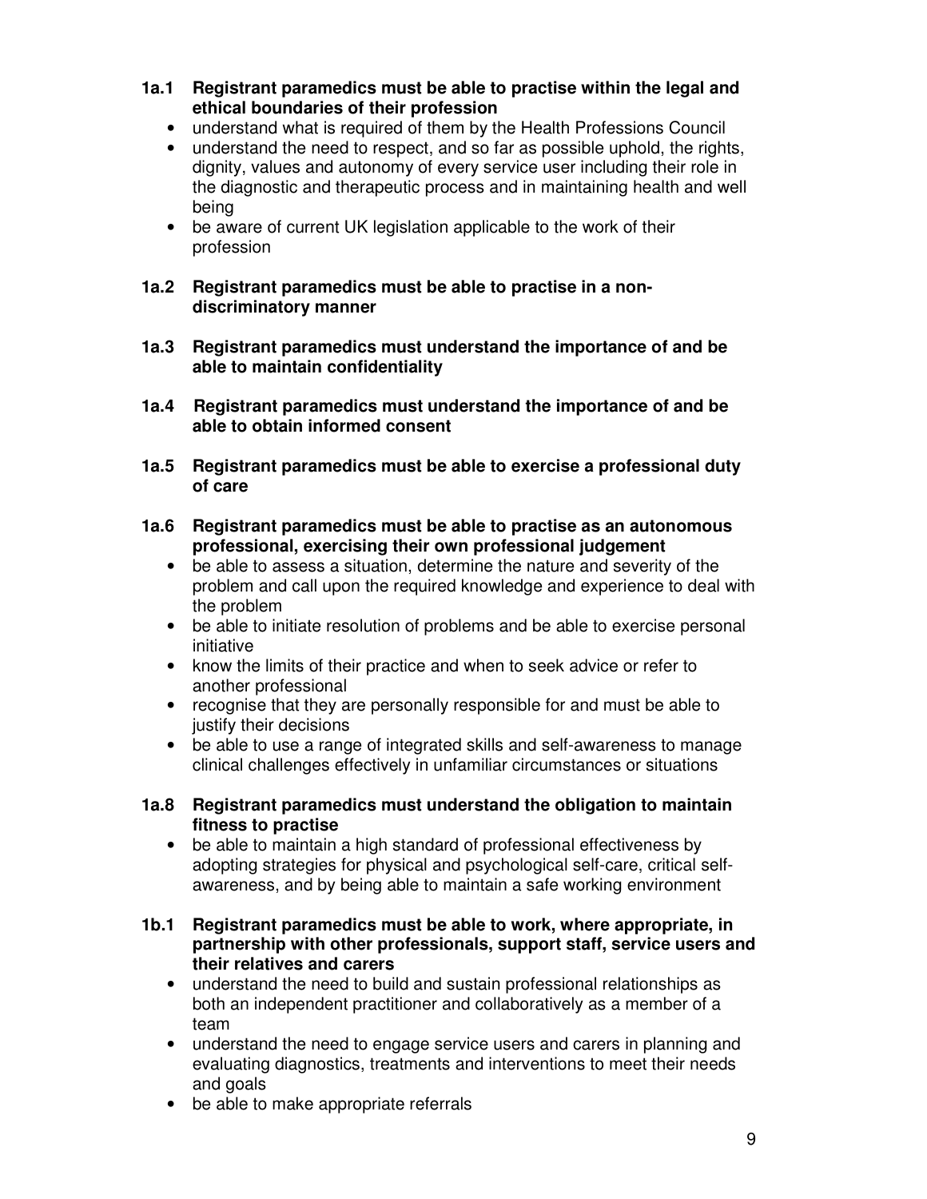**1a.1 Registrant paramedics must be able to practise within the legal and ethical boundaries of their profession**

- understand what is required of them by the Health Professions Council
- understand the need to respect, and so far as possible uphold, the rights, dignity, values and autonomy of every service user including their role in the diagnostic and therapeutic process and in maintaining health and well being
- be aware of current UK legislation applicable to the work of their profession

**1a.2 Registrant paramedics must be able to practise in a non-discriminatory manner**

**1a.3 Registrant paramedics must understand the importance of and be able to maintain confidentiality**

**1a.4 Registrant paramedics must understand the importance of and be able to obtain informed consent**

**1a.5 Registrant paramedics must be able to exercise a professional duty of care**

**1a.6 Registrant paramedics must be able to practise as an autonomous professional, exercising their own professional judgement**

- be able to assess a situation, determine the nature and severity of the problem and call upon the required knowledge and experience to deal with the problem
- be able to initiate resolution of problems and be able to exercise personal initiative
- know the limits of their practice and when to seek advice or refer to another professional
- recognise that they are personally responsible for and must be able to justify their decisions
- be able to use a range of integrated skills and self-awareness to manage clinical challenges effectively in unfamiliar circumstances or situations

**1a.8 Registrant paramedics must understand the obligation to maintain fitness to practise**

- be able to maintain a high standard of professional effectiveness by adopting strategies for physical and psychological self-care, critical self-awareness, and by being able to maintain a safe working environment

**1b.1 Registrant paramedics must be able to work, where appropriate, in partnership with other professionals, support staff, service users and their relatives and carers**

- understand the need to build and sustain professional relationships as both an independent practitioner and collaboratively as a member of a team
- understand the need to engage service users and carers in planning and evaluating diagnostics, treatments and interventions to meet their needs and goals
- be able to make appropriate referrals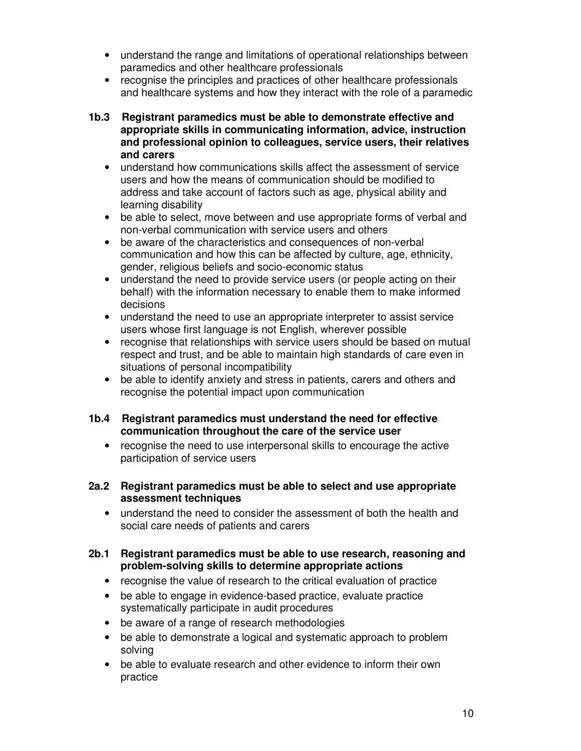- understand the range and limitations of operational relationships between paramedics and other healthcare professionals
- recognise the principles and practices of other healthcare professionals and healthcare systems and how they interact with the role of a paramedic

**1b.3 Registrant paramedics must be able to demonstrate effective and appropriate skills in communicating information, advice, instruction and professional opinion to colleagues, service users, their relatives and carers**

- understand how communications skills affect the assessment of service users and how the means of communication should be modified to address and take account of factors such as age, physical ability and learning disability
- be able to select, move between and use appropriate forms of verbal and non-verbal communication with service users and others
- be aware of the characteristics and consequences of non-verbal communication and how this can be affected by culture, age, ethnicity, gender, religious beliefs and socio-economic status
- understand the need to provide service users (or people acting on their behalf) with the information necessary to enable them to make informed decisions
- understand the need to use an appropriate interpreter to assist service users whose first language is not English, wherever possible
- recognise that relationships with service users should be based on mutual respect and trust, and be able to maintain high standards of care even in situations of personal incompatibility
- be able to identify anxiety and stress in patients, carers and others and recognise the potential impact upon communication

**1b.4 Registrant paramedics must understand the need for effective communication throughout the care of the service user**

- recognise the need to use interpersonal skills to encourage the active participation of service users

**2a.2 Registrant paramedics must be able to select and use appropriate assessment techniques**

- understand the need to consider the assessment of both the health and social care needs of patients and carers

**2b.1 Registrant paramedics must be able to use research, reasoning and problem-solving skills to determine appropriate actions**

- recognise the value of research to the critical evaluation of practice
- be able to engage in evidence-based practice, evaluate practice systematically participate in audit procedures
- be aware of a range of research methodologies
- be able to demonstrate a logical and systematic approach to problem solving
- be able to evaluate research and other evidence to inform their own practice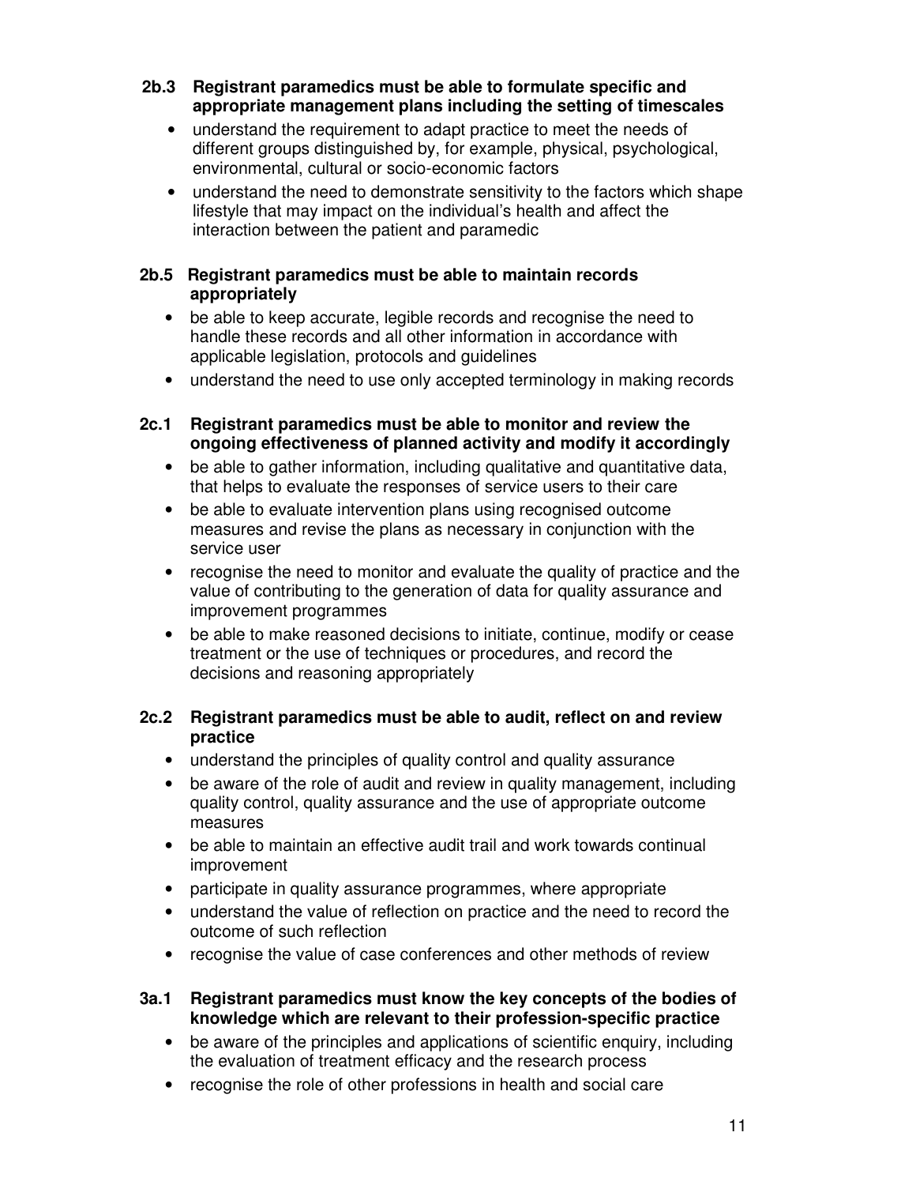**2b.3 Registrant paramedics must be able to formulate specific and appropriate management plans including the setting of timescales**

- understand the requirement to adapt practice to meet the needs of different groups distinguished by, for example, physical, psychological, environmental, cultural or socio-economic factors
- understand the need to demonstrate sensitivity to the factors which shape lifestyle that may impact on the individual's health and affect the interaction between the patient and paramedic

**2b.5 Registrant paramedics must be able to maintain records appropriately**

- be able to keep accurate, legible records and recognise the need to handle these records and all other information in accordance with applicable legislation, protocols and guidelines
- understand the need to use only accepted terminology in making records

**2c.1 Registrant paramedics must be able to monitor and review the ongoing effectiveness of planned activity and modify it accordingly**

- be able to gather information, including qualitative and quantitative data, that helps to evaluate the responses of service users to their care
- be able to evaluate intervention plans using recognised outcome measures and revise the plans as necessary in conjunction with the service user
- recognise the need to monitor and evaluate the quality of practice and the value of contributing to the generation of data for quality assurance and improvement programmes
- be able to make reasoned decisions to initiate, continue, modify or cease treatment or the use of techniques or procedures, and record the decisions and reasoning appropriately

**2c.2 Registrant paramedics must be able to audit, reflect on and review practice**

- understand the principles of quality control and quality assurance
- be aware of the role of audit and review in quality management, including quality control, quality assurance and the use of appropriate outcome measures
- be able to maintain an effective audit trail and work towards continual improvement
- participate in quality assurance programmes, where appropriate
- understand the value of reflection on practice and the need to record the outcome of such reflection
- recognise the value of case conferences and other methods of review

**3a.1 Registrant paramedics must know the key concepts of the bodies of knowledge which are relevant to their profession-specific practice**

- be aware of the principles and applications of scientific enquiry, including the evaluation of treatment efficacy and the research process
- recognise the role of other professions in health and social care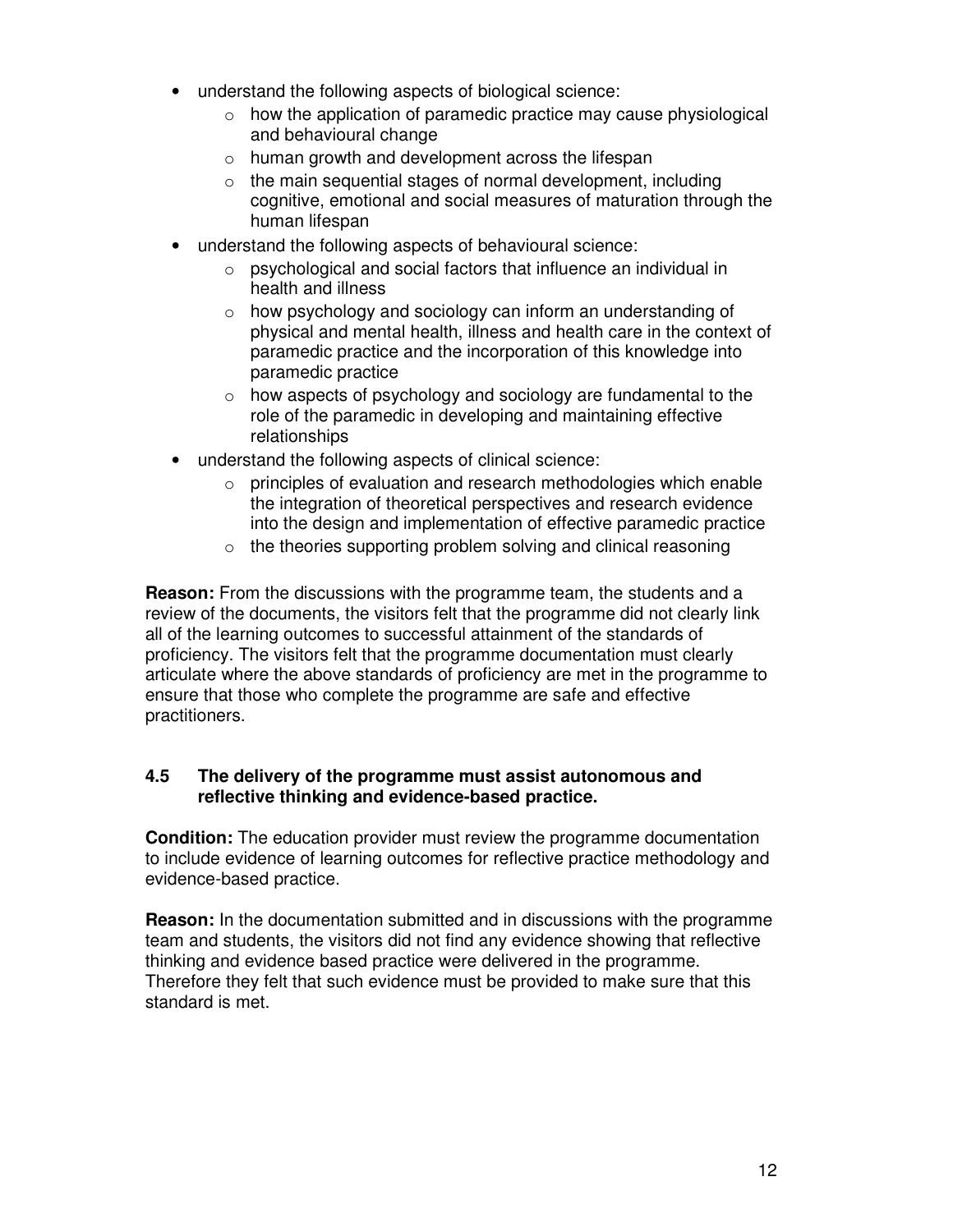- understand the following aspects of biological science:
    - how the application of paramedic practice may cause physiological and behavioural change
    - human growth and development across the lifespan
    - the main sequential stages of normal development, including cognitive, emotional and social measures of maturation through the human lifespan
- understand the following aspects of behavioural science:
    - psychological and social factors that influence an individual in health and illness
    - how psychology and sociology can inform an understanding of physical and mental health, illness and health care in the context of paramedic practice and the incorporation of this knowledge into paramedic practice
    - how aspects of psychology and sociology are fundamental to the role of the paramedic in developing and maintaining effective relationships
- understand the following aspects of clinical science:
    - principles of evaluation and research methodologies which enable the integration of theoretical perspectives and research evidence into the design and implementation of effective paramedic practice
    - the theories supporting problem solving and clinical reasoning

**Reason:** From the discussions with the programme team, the students and a review of the documents, the visitors felt that the programme did not clearly link all of the learning outcomes to successful attainment of the standards of proficiency. The visitors felt that the programme documentation must clearly articulate where the above standards of proficiency are met in the programme to ensure that those who complete the programme are safe and effective practitioners.

**4.5 The delivery of the programme must assist autonomous and reflective thinking and evidence-based practice.**

**Condition:** The education provider must review the programme documentation to include evidence of learning outcomes for reflective practice methodology and evidence-based practice.

**Reason:** In the documentation submitted and in discussions with the programme team and students, the visitors did not find any evidence showing that reflective thinking and evidence based practice were delivered in the programme. Therefore they felt that such evidence must be provided to make sure that this standard is met.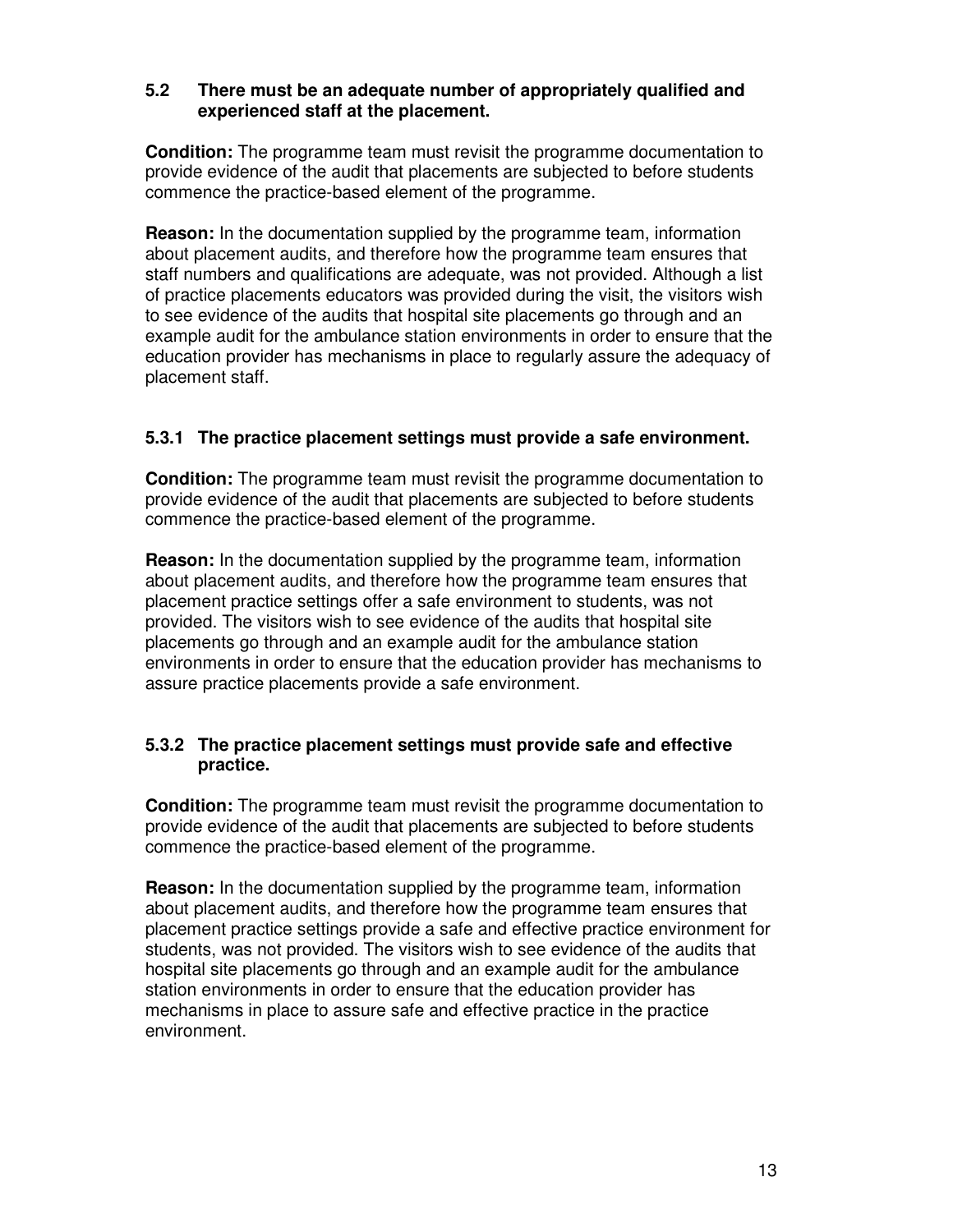**5.2 There must be an adequate number of appropriately qualified and experienced staff at the placement.**

**Condition:** The programme team must revisit the programme documentation to provide evidence of the audit that placements are subjected to before students commence the practice-based element of the programme.

**Reason:** In the documentation supplied by the programme team, information about placement audits, and therefore how the programme team ensures that staff numbers and qualifications are adequate, was not provided. Although a list of practice placements educators was provided during the visit, the visitors wish to see evidence of the audits that hospital site placements go through and an example audit for the ambulance station environments in order to ensure that the education provider has mechanisms in place to regularly assure the adequacy of placement staff.

**5.3.1 The practice placement settings must provide a safe environment.**

**Condition:** The programme team must revisit the programme documentation to provide evidence of the audit that placements are subjected to before students commence the practice-based element of the programme.

**Reason:** In the documentation supplied by the programme team, information about placement audits, and therefore how the programme team ensures that placement practice settings offer a safe environment to students, was not provided. The visitors wish to see evidence of the audits that hospital site placements go through and an example audit for the ambulance station environments in order to ensure that the education provider has mechanisms to assure practice placements provide a safe environment.

**5.3.2 The practice placement settings must provide safe and effective practice.**

**Condition:** The programme team must revisit the programme documentation to provide evidence of the audit that placements are subjected to before students commence the practice-based element of the programme.

**Reason:** In the documentation supplied by the programme team, information about placement audits, and therefore how the programme team ensures that placement practice settings provide a safe and effective practice environment for students, was not provided. The visitors wish to see evidence of the audits that hospital site placements go through and an example audit for the ambulance station environments in order to ensure that the education provider has mechanisms in place to assure safe and effective practice in the practice environment.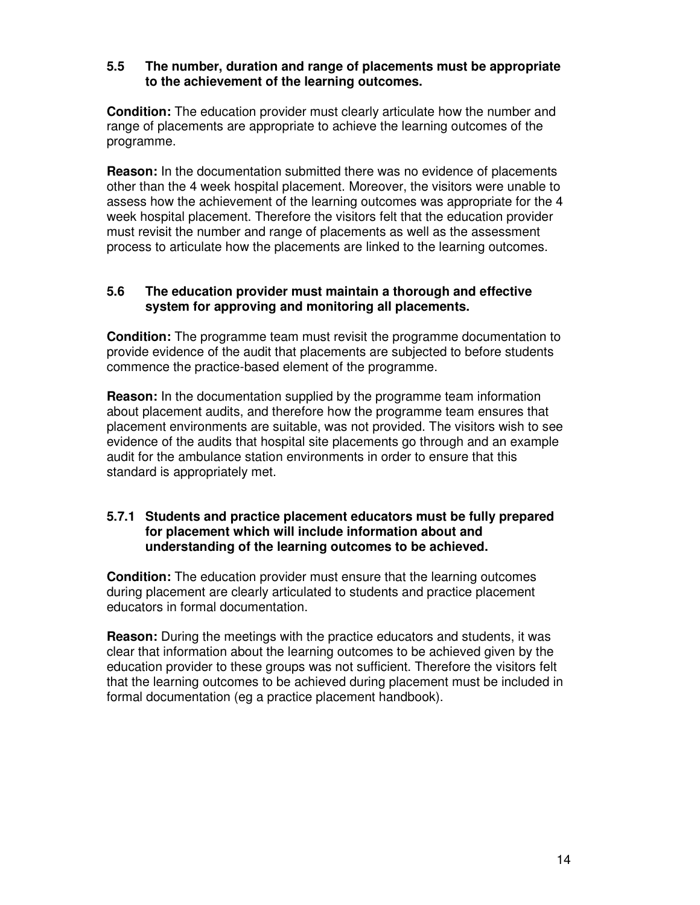**5.5 The number, duration and range of placements must be appropriate to the achievement of the learning outcomes.**

**Condition:** The education provider must clearly articulate how the number and range of placements are appropriate to achieve the learning outcomes of the programme.

**Reason:** In the documentation submitted there was no evidence of placements other than the 4 week hospital placement. Moreover, the visitors were unable to assess how the achievement of the learning outcomes was appropriate for the 4 week hospital placement. Therefore the visitors felt that the education provider must revisit the number and range of placements as well as the assessment process to articulate how the placements are linked to the learning outcomes.

**5.6 The education provider must maintain a thorough and effective system for approving and monitoring all placements.**

**Condition:** The programme team must revisit the programme documentation to provide evidence of the audit that placements are subjected to before students commence the practice-based element of the programme.

**Reason:** In the documentation supplied by the programme team information about placement audits, and therefore how the programme team ensures that placement environments are suitable, was not provided. The visitors wish to see evidence of the audits that hospital site placements go through and an example audit for the ambulance station environments in order to ensure that this standard is appropriately met.

**5.7.1 Students and practice placement educators must be fully prepared for placement which will include information about and understanding of the learning outcomes to be achieved.**

**Condition:** The education provider must ensure that the learning outcomes during placement are clearly articulated to students and practice placement educators in formal documentation.

**Reason:** During the meetings with the practice educators and students, it was clear that information about the learning outcomes to be achieved given by the education provider to these groups was not sufficient. Therefore the visitors felt that the learning outcomes to be achieved during placement must be included in formal documentation (eg a practice placement handbook).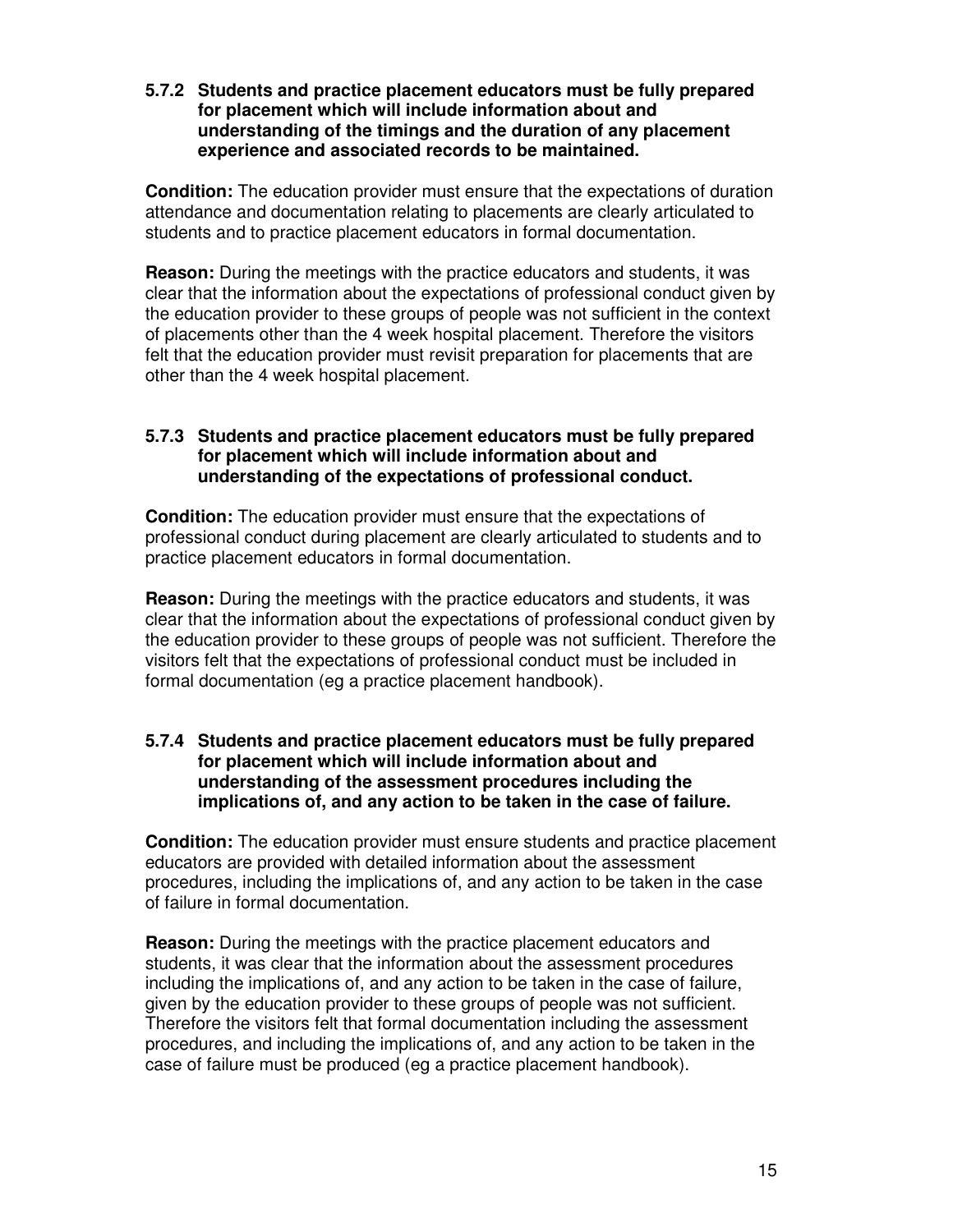**5.7.2 Students and practice placement educators must be fully prepared for placement which will include information about and understanding of the timings and the duration of any placement experience and associated records to be maintained.**

**Condition:** The education provider must ensure that the expectations of duration attendance and documentation relating to placements are clearly articulated to students and to practice placement educators in formal documentation.

**Reason:** During the meetings with the practice educators and students, it was clear that the information about the expectations of professional conduct given by the education provider to these groups of people was not sufficient in the context of placements other than the 4 week hospital placement. Therefore the visitors felt that the education provider must revisit preparation for placements that are other than the 4 week hospital placement.

**5.7.3 Students and practice placement educators must be fully prepared for placement which will include information about and understanding of the expectations of professional conduct.**

**Condition:** The education provider must ensure that the expectations of professional conduct during placement are clearly articulated to students and to practice placement educators in formal documentation.

**Reason:** During the meetings with the practice educators and students, it was clear that the information about the expectations of professional conduct given by the education provider to these groups of people was not sufficient. Therefore the visitors felt that the expectations of professional conduct must be included in formal documentation (eg a practice placement handbook).

**5.7.4 Students and practice placement educators must be fully prepared for placement which will include information about and understanding of the assessment procedures including the implications of, and any action to be taken in the case of failure.**

**Condition:** The education provider must ensure students and practice placement educators are provided with detailed information about the assessment procedures, including the implications of, and any action to be taken in the case of failure in formal documentation.

**Reason:** During the meetings with the practice placement educators and students, it was clear that the information about the assessment procedures including the implications of, and any action to be taken in the case of failure, given by the education provider to these groups of people was not sufficient. Therefore the visitors felt that formal documentation including the assessment procedures, and including the implications of, and any action to be taken in the case of failure must be produced (eg a practice placement handbook).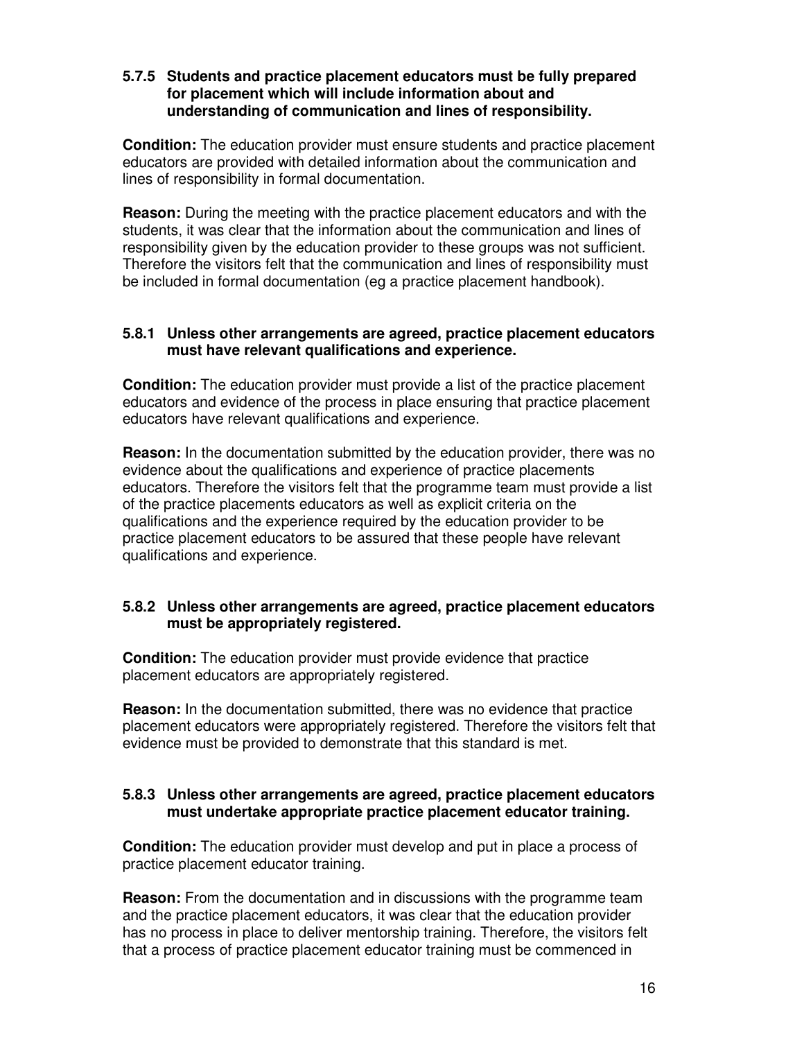**5.7.5 Students and practice placement educators must be fully prepared for placement which will include information about and understanding of communication and lines of responsibility.**

**Condition:** The education provider must ensure students and practice placement educators are provided with detailed information about the communication and lines of responsibility in formal documentation.

**Reason:** During the meeting with the practice placement educators and with the students, it was clear that the information about the communication and lines of responsibility given by the education provider to these groups was not sufficient. Therefore the visitors felt that the communication and lines of responsibility must be included in formal documentation (eg a practice placement handbook).

**5.8.1 Unless other arrangements are agreed, practice placement educators must have relevant qualifications and experience.**

**Condition:** The education provider must provide a list of the practice placement educators and evidence of the process in place ensuring that practice placement educators have relevant qualifications and experience.

**Reason:** In the documentation submitted by the education provider, there was no evidence about the qualifications and experience of practice placements educators. Therefore the visitors felt that the programme team must provide a list of the practice placements educators as well as explicit criteria on the qualifications and the experience required by the education provider to be practice placement educators to be assured that these people have relevant qualifications and experience.

**5.8.2 Unless other arrangements are agreed, practice placement educators must be appropriately registered.**

**Condition:** The education provider must provide evidence that practice placement educators are appropriately registered.

**Reason:** In the documentation submitted, there was no evidence that practice placement educators were appropriately registered. Therefore the visitors felt that evidence must be provided to demonstrate that this standard is met.

**5.8.3 Unless other arrangements are agreed, practice placement educators must undertake appropriate practice placement educator training.**

**Condition:** The education provider must develop and put in place a process of practice placement educator training.

**Reason:** From the documentation and in discussions with the programme team and the practice placement educators, it was clear that the education provider has no process in place to deliver mentorship training. Therefore, the visitors felt that a process of practice placement educator training must be commenced in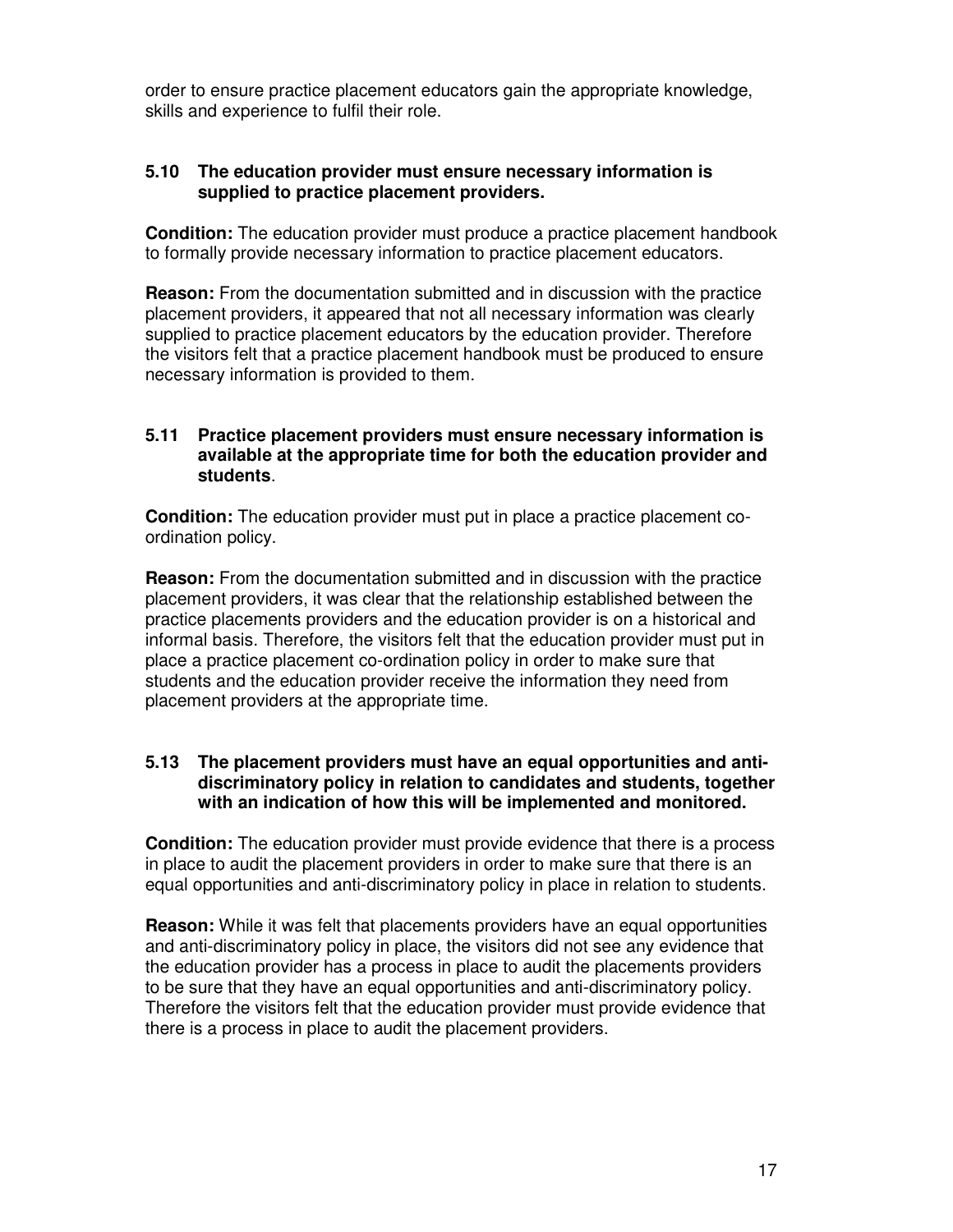order to ensure practice placement educators gain the appropriate knowledge, skills and experience to fulfil their role.

**5.10 The education provider must ensure necessary information is supplied to practice placement providers.**

**Condition:** The education provider must produce a practice placement handbook to formally provide necessary information to practice placement educators.

**Reason:** From the documentation submitted and in discussion with the practice placement providers, it appeared that not all necessary information was clearly supplied to practice placement educators by the education provider. Therefore the visitors felt that a practice placement handbook must be produced to ensure necessary information is provided to them.

**5.11 Practice placement providers must ensure necessary information is available at the appropriate time for both the education provider and students**.

**Condition:** The education provider must put in place a practice placement co-ordination policy.

**Reason:** From the documentation submitted and in discussion with the practice placement providers, it was clear that the relationship established between the practice placements providers and the education provider is on a historical and informal basis. Therefore, the visitors felt that the education provider must put in place a practice placement co-ordination policy in order to make sure that students and the education provider receive the information they need from placement providers at the appropriate time.

**5.13 The placement providers must have an equal opportunities and anti-discriminatory policy in relation to candidates and students, together with an indication of how this will be implemented and monitored.**

**Condition:** The education provider must provide evidence that there is a process in place to audit the placement providers in order to make sure that there is an equal opportunities and anti-discriminatory policy in place in relation to students.

**Reason:** While it was felt that placements providers have an equal opportunities and anti-discriminatory policy in place, the visitors did not see any evidence that the education provider has a process in place to audit the placements providers to be sure that they have an equal opportunities and anti-discriminatory policy. Therefore the visitors felt that the education provider must provide evidence that there is a process in place to audit the placement providers.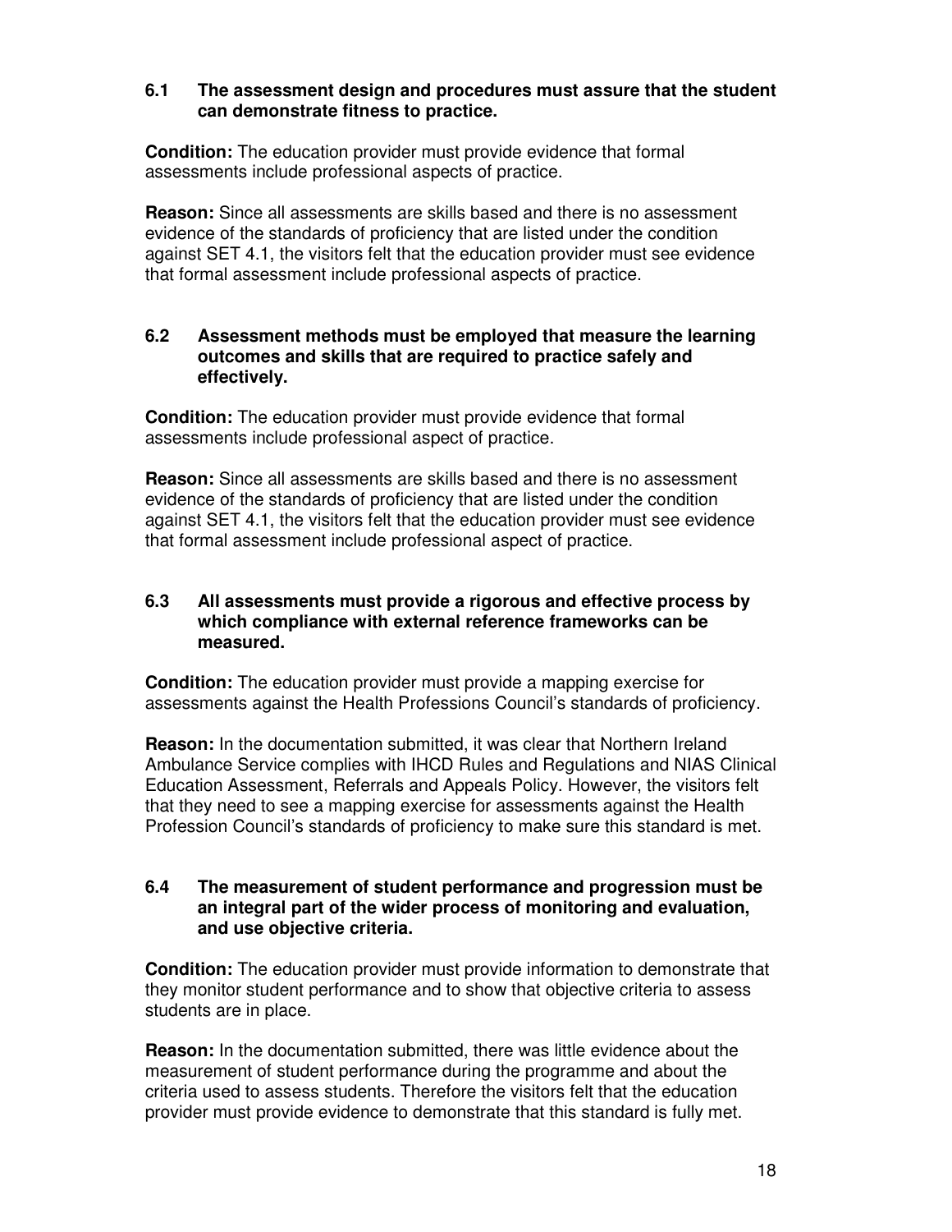**6.1 The assessment design and procedures must assure that the student can demonstrate fitness to practice.**

**Condition:** The education provider must provide evidence that formal assessments include professional aspects of practice.

**Reason:** Since all assessments are skills based and there is no assessment evidence of the standards of proficiency that are listed under the condition against SET 4.1, the visitors felt that the education provider must see evidence that formal assessment include professional aspects of practice.

**6.2 Assessment methods must be employed that measure the learning outcomes and skills that are required to practice safely and effectively.**

**Condition:** The education provider must provide evidence that formal assessments include professional aspect of practice.

**Reason:** Since all assessments are skills based and there is no assessment evidence of the standards of proficiency that are listed under the condition against SET 4.1, the visitors felt that the education provider must see evidence that formal assessment include professional aspect of practice.

**6.3 All assessments must provide a rigorous and effective process by which compliance with external reference frameworks can be measured.**

**Condition:** The education provider must provide a mapping exercise for assessments against the Health Professions Council's standards of proficiency.

**Reason:** In the documentation submitted, it was clear that Northern Ireland Ambulance Service complies with IHCD Rules and Regulations and NIAS Clinical Education Assessment, Referrals and Appeals Policy. However, the visitors felt that they need to see a mapping exercise for assessments against the Health Profession Council's standards of proficiency to make sure this standard is met.

**6.4 The measurement of student performance and progression must be an integral part of the wider process of monitoring and evaluation, and use objective criteria.**

**Condition:** The education provider must provide information to demonstrate that they monitor student performance and to show that objective criteria to assess students are in place.

**Reason:** In the documentation submitted, there was little evidence about the measurement of student performance during the programme and about the criteria used to assess students. Therefore the visitors felt that the education provider must provide evidence to demonstrate that this standard is fully met.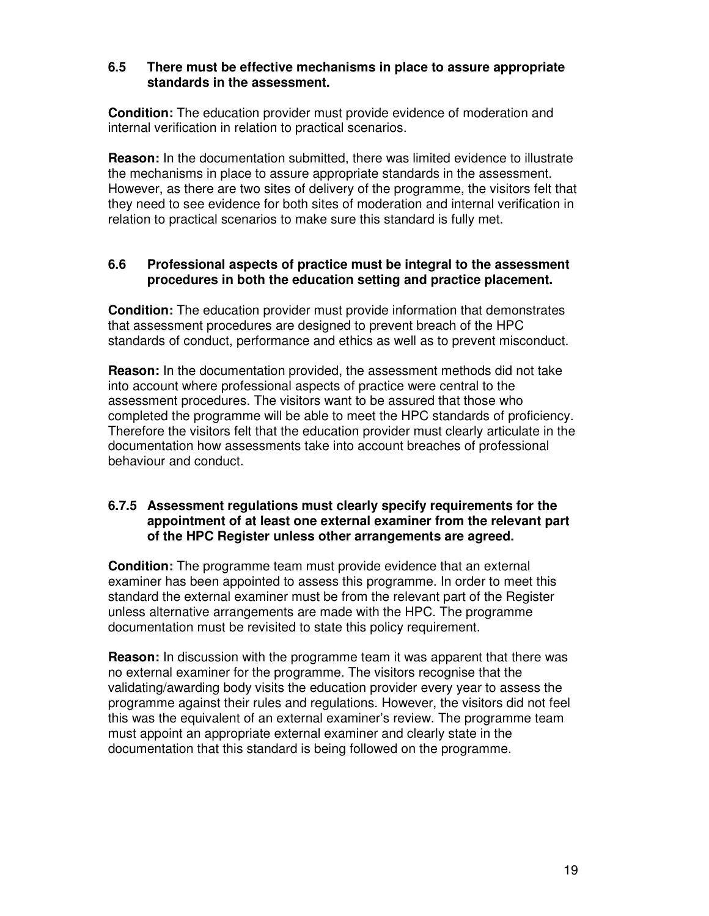**6.5 There must be effective mechanisms in place to assure appropriate standards in the assessment.**

**Condition:** The education provider must provide evidence of moderation and internal verification in relation to practical scenarios.

**Reason:** In the documentation submitted, there was limited evidence to illustrate the mechanisms in place to assure appropriate standards in the assessment. However, as there are two sites of delivery of the programme, the visitors felt that they need to see evidence for both sites of moderation and internal verification in relation to practical scenarios to make sure this standard is fully met.

**6.6 Professional aspects of practice must be integral to the assessment procedures in both the education setting and practice placement.**

**Condition:** The education provider must provide information that demonstrates that assessment procedures are designed to prevent breach of the HPC standards of conduct, performance and ethics as well as to prevent misconduct.

**Reason:** In the documentation provided, the assessment methods did not take into account where professional aspects of practice were central to the assessment procedures. The visitors want to be assured that those who completed the programme will be able to meet the HPC standards of proficiency. Therefore the visitors felt that the education provider must clearly articulate in the documentation how assessments take into account breaches of professional behaviour and conduct.

**6.7.5 Assessment regulations must clearly specify requirements for the appointment of at least one external examiner from the relevant part of the HPC Register unless other arrangements are agreed.**

**Condition:** The programme team must provide evidence that an external examiner has been appointed to assess this programme. In order to meet this standard the external examiner must be from the relevant part of the Register unless alternative arrangements are made with the HPC. The programme documentation must be revisited to state this policy requirement.

**Reason:** In discussion with the programme team it was apparent that there was no external examiner for the programme. The visitors recognise that the validating/awarding body visits the education provider every year to assess the programme against their rules and regulations. However, the visitors did not feel this was the equivalent of an external examiner's review. The programme team must appoint an appropriate external examiner and clearly state in the documentation that this standard is being followed on the programme.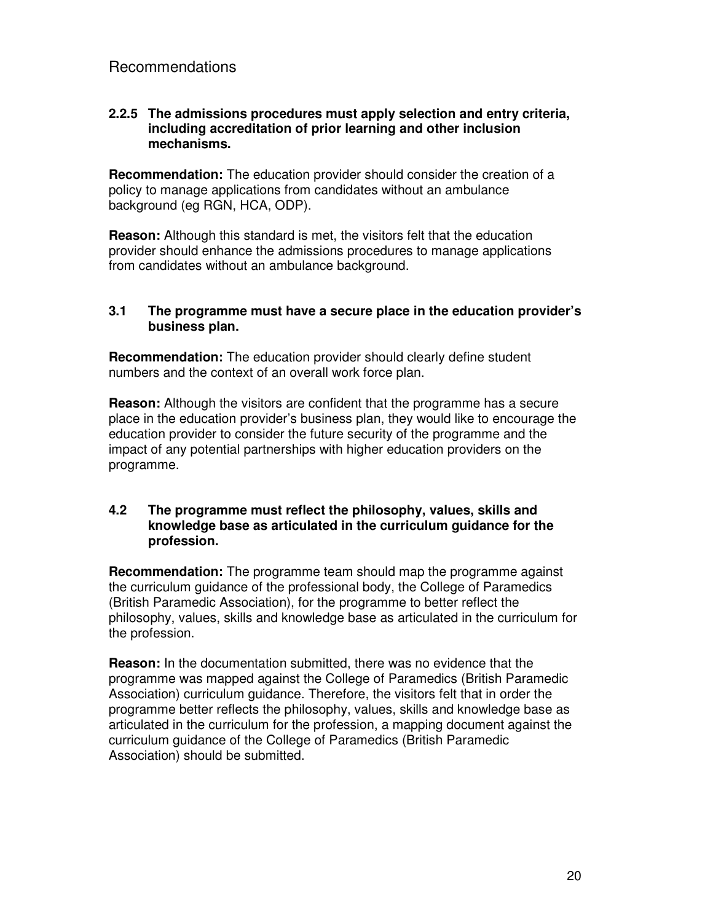## Recommendations

### 2.2.5 The admissions procedures must apply selection and entry criteria, including accreditation of prior learning and other inclusion mechanisms.

**Recommendation:** The education provider should consider the creation of a policy to manage applications from candidates without an ambulance background (eg RGN, HCA, ODP).

**Reason:** Although this standard is met, the visitors felt that the education provider should enhance the admissions procedures to manage applications from candidates without an ambulance background.

### 3.1 The programme must have a secure place in the education provider's business plan.

**Recommendation:** The education provider should clearly define student numbers and the context of an overall work force plan.

**Reason:** Although the visitors are confident that the programme has a secure place in the education provider's business plan, they would like to encourage the education provider to consider the future security of the programme and the impact of any potential partnerships with higher education providers on the programme.

### 4.2 The programme must reflect the philosophy, values, skills and knowledge base as articulated in the curriculum guidance for the profession.

**Recommendation:** The programme team should map the programme against the curriculum guidance of the professional body, the College of Paramedics (British Paramedic Association), for the programme to better reflect the philosophy, values, skills and knowledge base as articulated in the curriculum for the profession.

**Reason:** In the documentation submitted, there was no evidence that the programme was mapped against the College of Paramedics (British Paramedic Association) curriculum guidance. Therefore, the visitors felt that in order the programme better reflects the philosophy, values, skills and knowledge base as articulated in the curriculum for the profession, a mapping document against the curriculum guidance of the College of Paramedics (British Paramedic Association) should be submitted.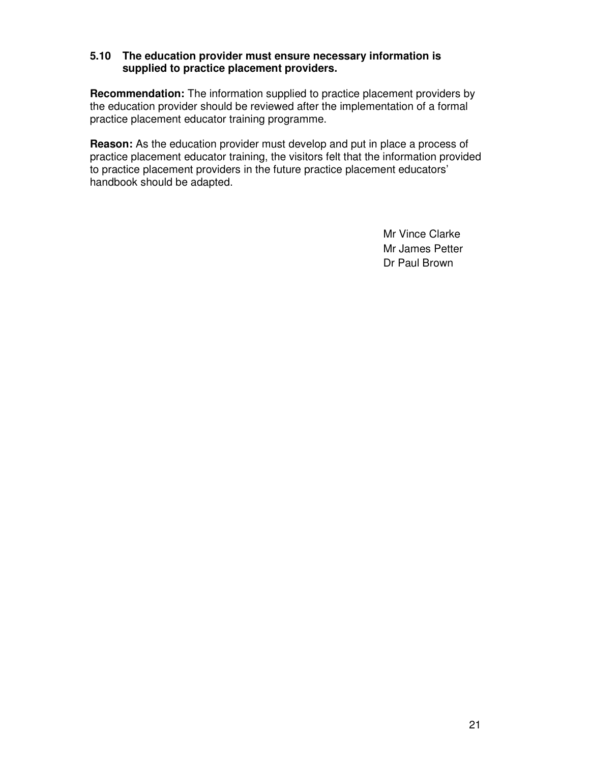**5.10 The education provider must ensure necessary information is supplied to practice placement providers.**

**Recommendation:** The information supplied to practice placement providers by the education provider should be reviewed after the implementation of a formal practice placement educator training programme.

**Reason:** As the education provider must develop and put in place a process of practice placement educator training, the visitors felt that the information provided to practice placement providers in the future practice placement educators' handbook should be adapted.

Mr Vince Clarke
Mr James Petter
Dr Paul Brown